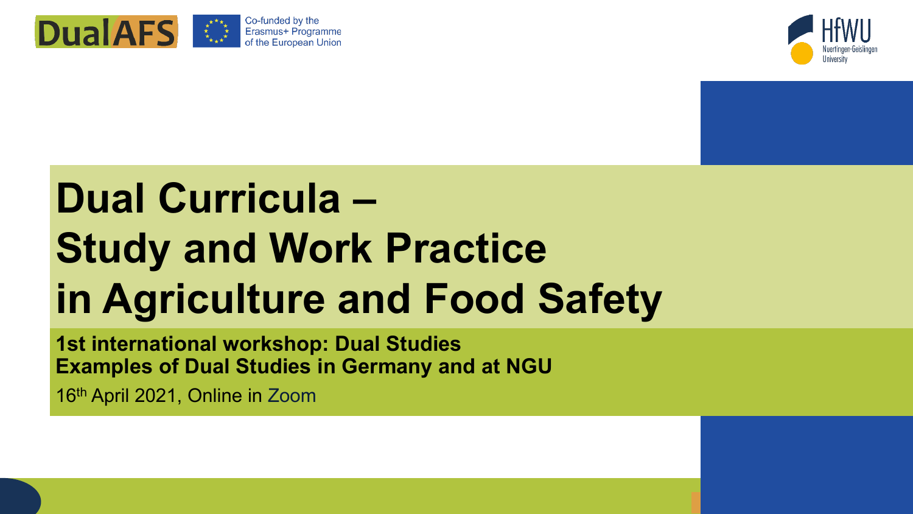DualAFS

Co-funded by the Erasmus+ Programme of the European Union

HfWU Nuertingen-Geislingen University

# Dual Curricula – Study and Work Practice in Agriculture and Food Safety

**1st international workshop: Dual Studies**
**Examples of Dual Studies in Germany and at NGU**

16th April 2021, Online in Zoom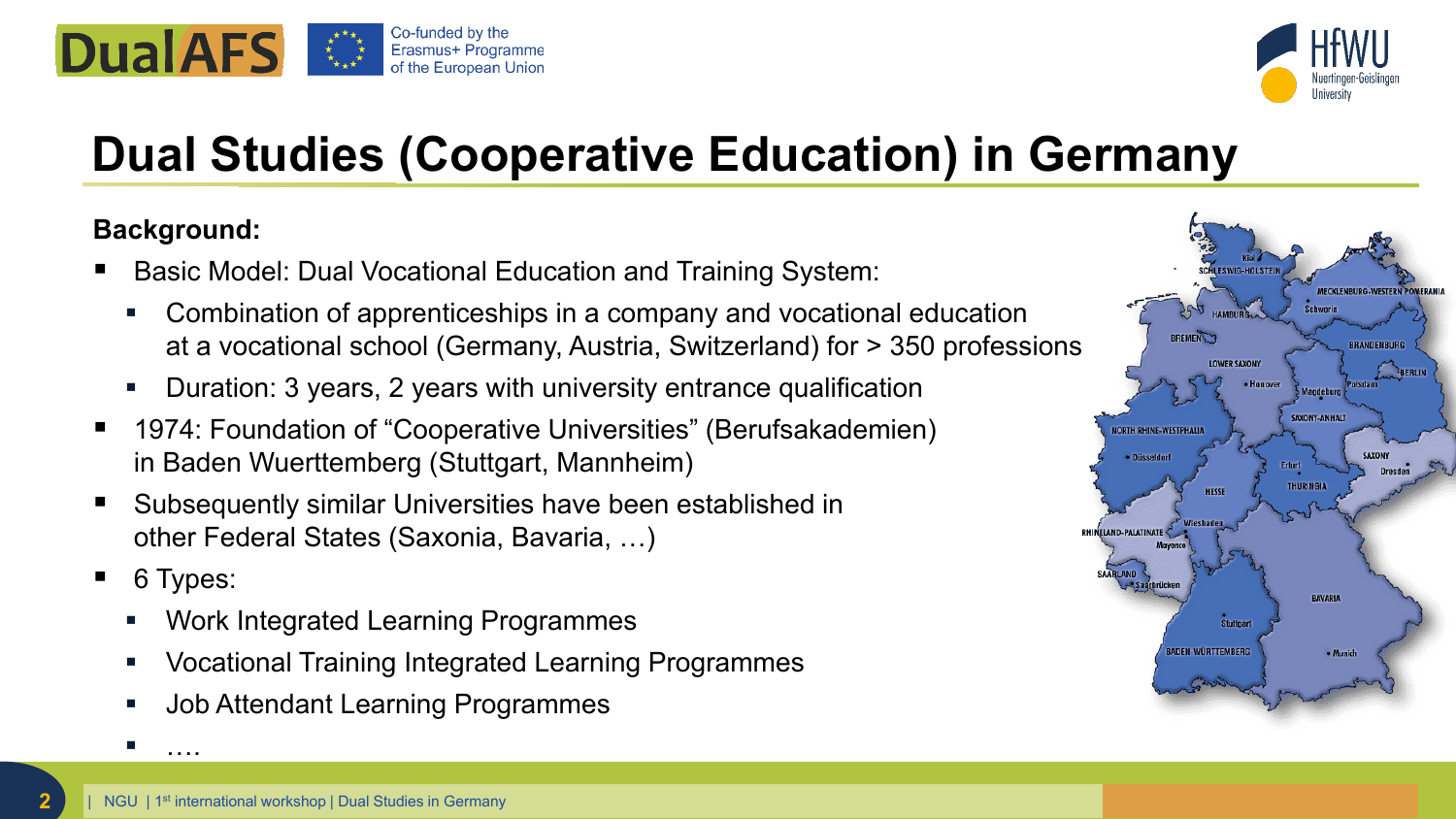# Dual Studies (Cooperative Education) in Germany

**Background:**

- Basic Model: Dual Vocational Education and Training System:
  - Combination of apprenticeships in a company and vocational education at a vocational school (Germany, Austria, Switzerland) for > 350 professions
  - Duration: 3 years, 2 years with university entrance qualification
- 1974: Foundation of “Cooperative Universities” (Berufsakademien) in Baden Wuerttemberg (Stuttgart, Mannheim)
- Subsequently similar Universities have been established in other Federal States (Saxonia, Bavaria, …)
- 6 Types:
  - Work Integrated Learning Programmes
  - Vocational Training Integrated Learning Programmes
  - Job Attendant Learning Programmes
  - ….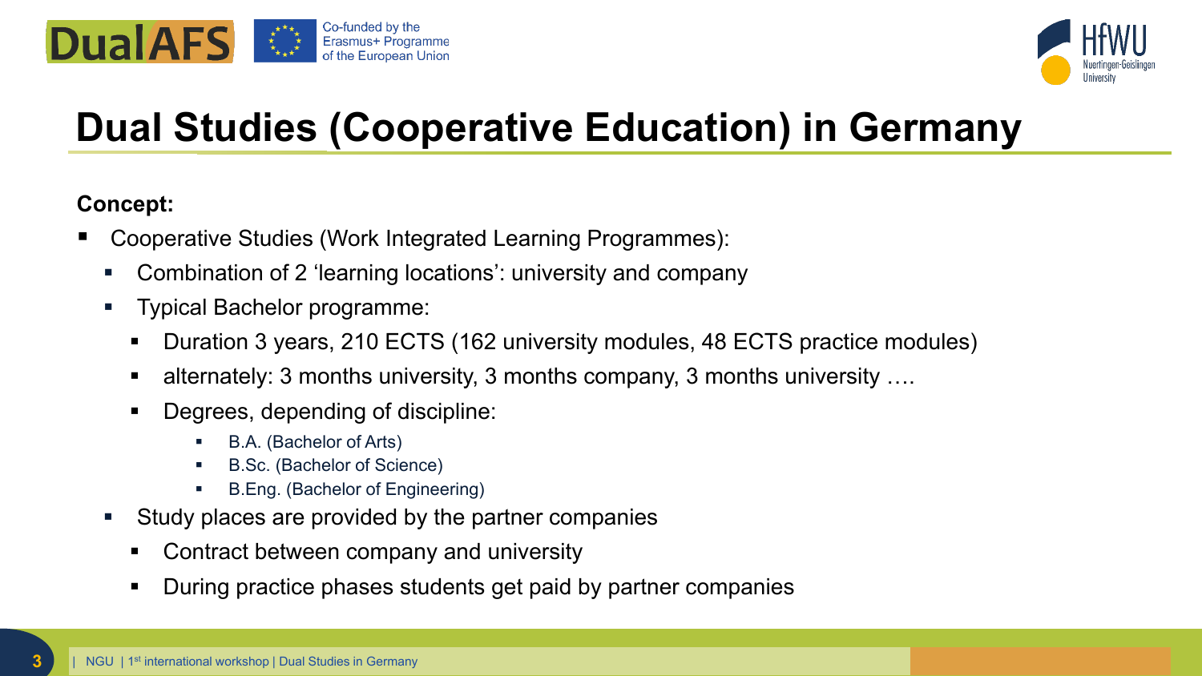# Dual Studies (Cooperative Education) in Germany

**Concept:**

- Cooperative Studies (Work Integrated Learning Programmes):
  - Combination of 2 ‘learning locations’: university and company
  - Typical Bachelor programme:
    - Duration 3 years, 210 ECTS (162 university modules, 48 ECTS practice modules)
    - alternately: 3 months university, 3 months company, 3 months university ….
    - Degrees, depending of discipline:
      - B.A. (Bachelor of Arts)
      - B.Sc. (Bachelor of Science)
      - B.Eng. (Bachelor of Engineering)
  - Study places are provided by the partner companies
    - Contract between company and university
    - During practice phases students get paid by partner companies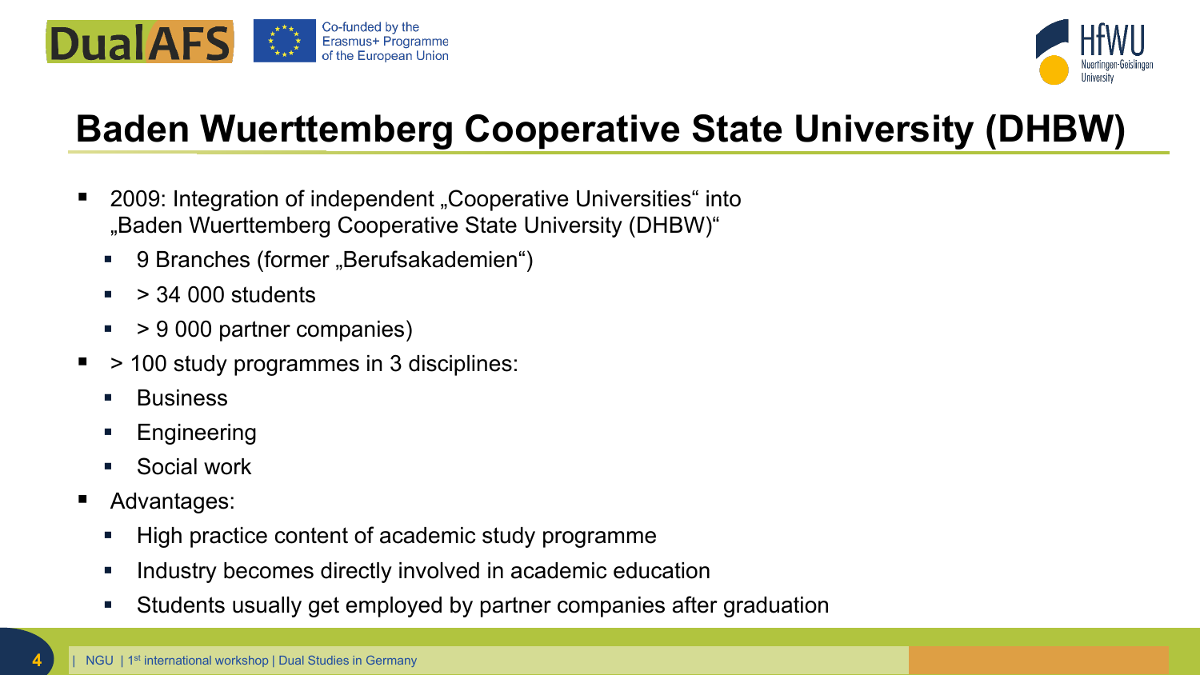# Baden Wuerttemberg Cooperative State University (DHBW)

- 2009: Integration of independent „Cooperative Universities“ into „Baden Wuerttemberg Cooperative State University (DHBW)“
  - 9 Branches (former „Berufsakademien“)
  - > 34 000 students
  - > 9 000 partner companies)
- > 100 study programmes in 3 disciplines:
  - Business
  - Engineering
  - Social work
- Advantages:
  - High practice content of academic study programme
  - Industry becomes directly involved in academic education
  - Students usually get employed by partner companies after graduation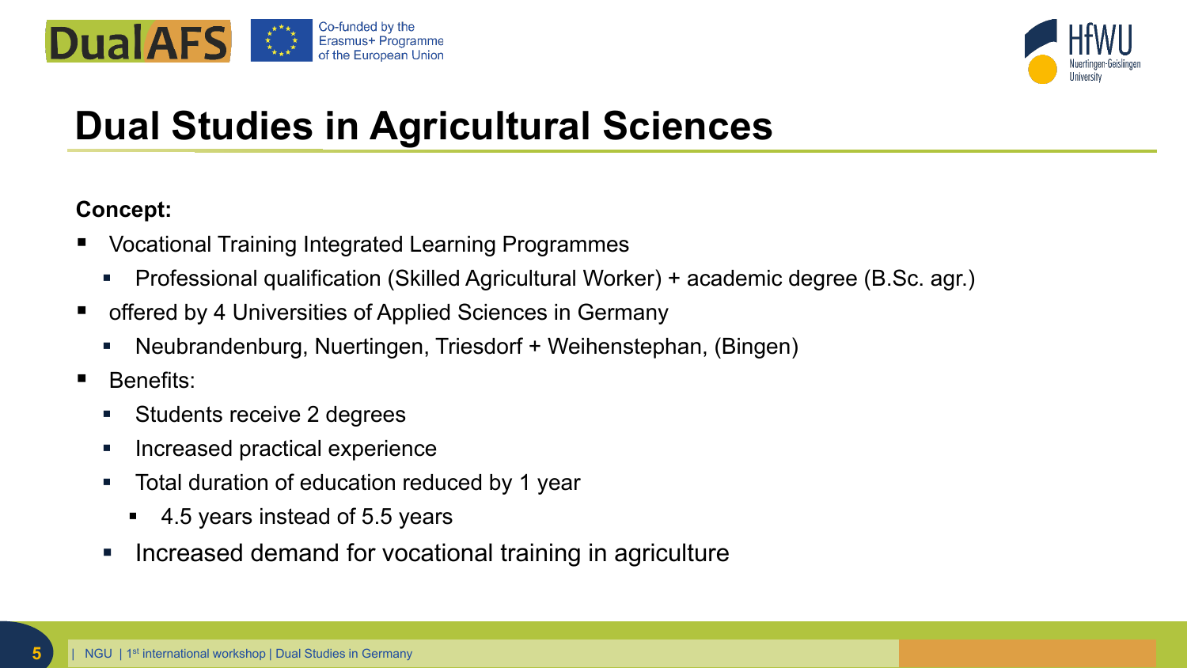# Dual Studies in Agricultural Sciences

**Concept:**

- Vocational Training Integrated Learning Programmes
  - Professional qualification (Skilled Agricultural Worker) + academic degree (B.Sc. agr.)
- offered by 4 Universities of Applied Sciences in Germany
  - Neubrandenburg, Nuertingen, Triesdorf + Weihenstephan, (Bingen)
- Benefits:
  - Students receive 2 degrees
  - Increased practical experience
  - Total duration of education reduced by 1 year
    - 4.5 years instead of 5.5 years
  - Increased demand for vocational training in agriculture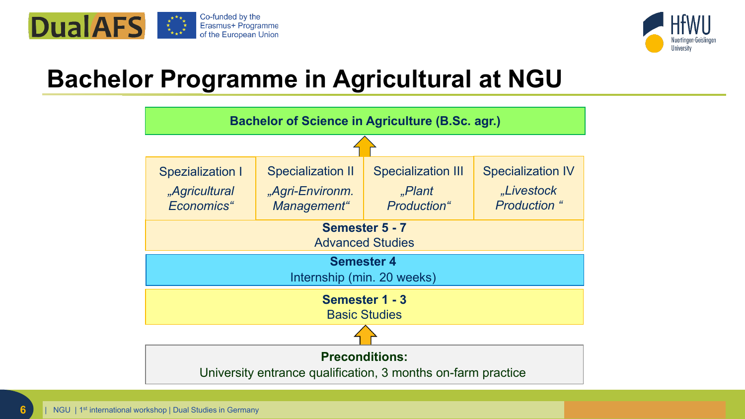# Bachelor Programme in Agricultural at NGU

**Bachelor of Science in Agriculture (B.Sc. agr.)**

↑

| Spezialization I | Specialization II | Specialization III | Specialization IV |
| --- | --- | --- | --- |
| *„Agricultural Economics“* | *„Agri-Environm. Management“* | *„Plant Production“* | *„Livestock Production “* |

**Semester 5 - 7**
Advanced Studies

**Semester 4**
Internship (min. 20 weeks)

**Semester 1 - 3**
Basic Studies

↑

**Preconditions:**
University entrance qualification, 3 months on-farm practice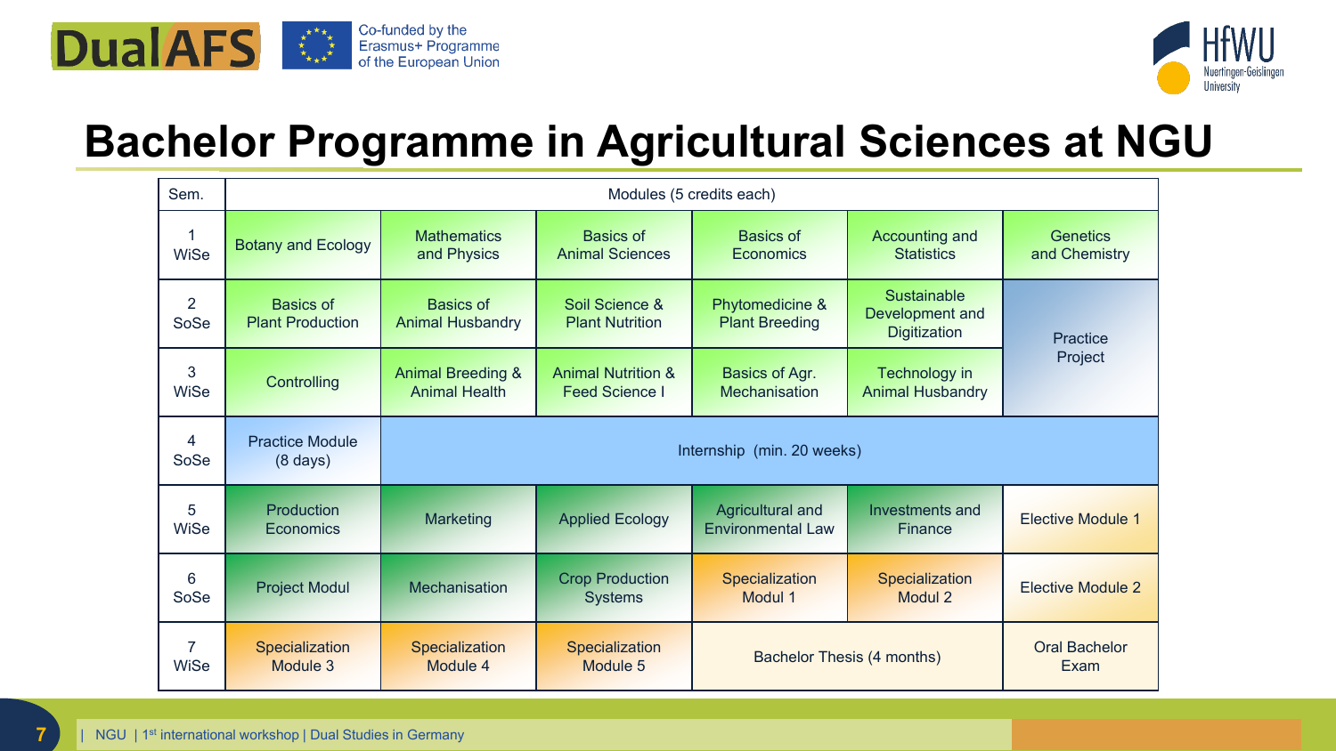# Bachelor Programme in Agricultural Sciences at NGU

| Sem. | Modules (5 credits each) | | | | | |
|---|---|---|---|---|---|---|
| 1 WiSe | Botany and Ecology | Mathematics and Physics | Basics of Animal Sciences | Basics of Economics | Accounting and Statistics | Genetics and Chemistry |
| 2 SoSe | Basics of Plant Production | Basics of Animal Husbandry | Soil Science & Plant Nutrition | Phytomedicine & Plant Breeding | Sustainable Development and Digitization | Practice Project |
| 3 WiSe | Controlling | Animal Breeding & Animal Health | Animal Nutrition & Feed Science I | Basics of Agr. Mechanisation | Technology in Animal Husbandry | |
| 4 SoSe | Practice Module (8 days) | Internship (min. 20 weeks) | | | | |
| 5 WiSe | Production Economics | Marketing | Applied Ecology | Agricultural and Environmental Law | Investments and Finance | Elective Module 1 |
| 6 SoSe | Project Modul | Mechanisation | Crop Production Systems | Specialization Modul 1 | Specialization Modul 2 | Elective Module 2 |
| 7 WiSe | Specialization Module 3 | Specialization Module 4 | Specialization Module 5 | Bachelor Thesis (4 months) | | Oral Bachelor Exam |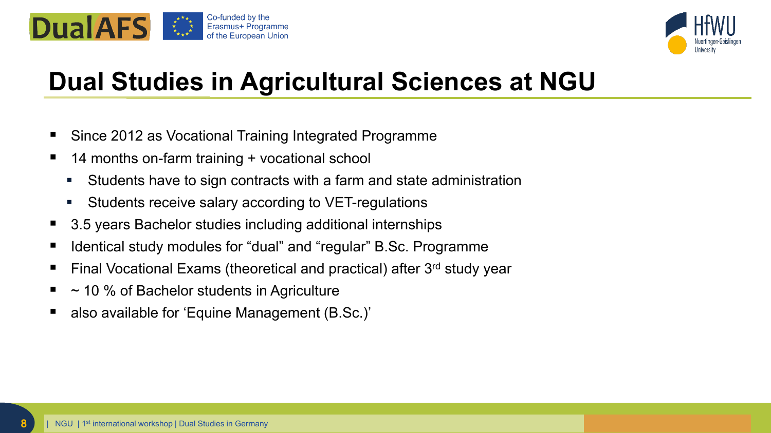# Dual Studies in Agricultural Sciences at NGU

- Since 2012 as Vocational Training Integrated Programme
- 14 months on-farm training + vocational school
  - Students have to sign contracts with a farm and state administration
  - Students receive salary according to VET-regulations
- 3.5 years Bachelor studies including additional internships
- Identical study modules for “dual” and “regular” B.Sc. Programme
- Final Vocational Exams (theoretical and practical) after 3rd study year
- ~ 10 % of Bachelor students in Agriculture
- also available for ‘Equine Management (B.Sc.)’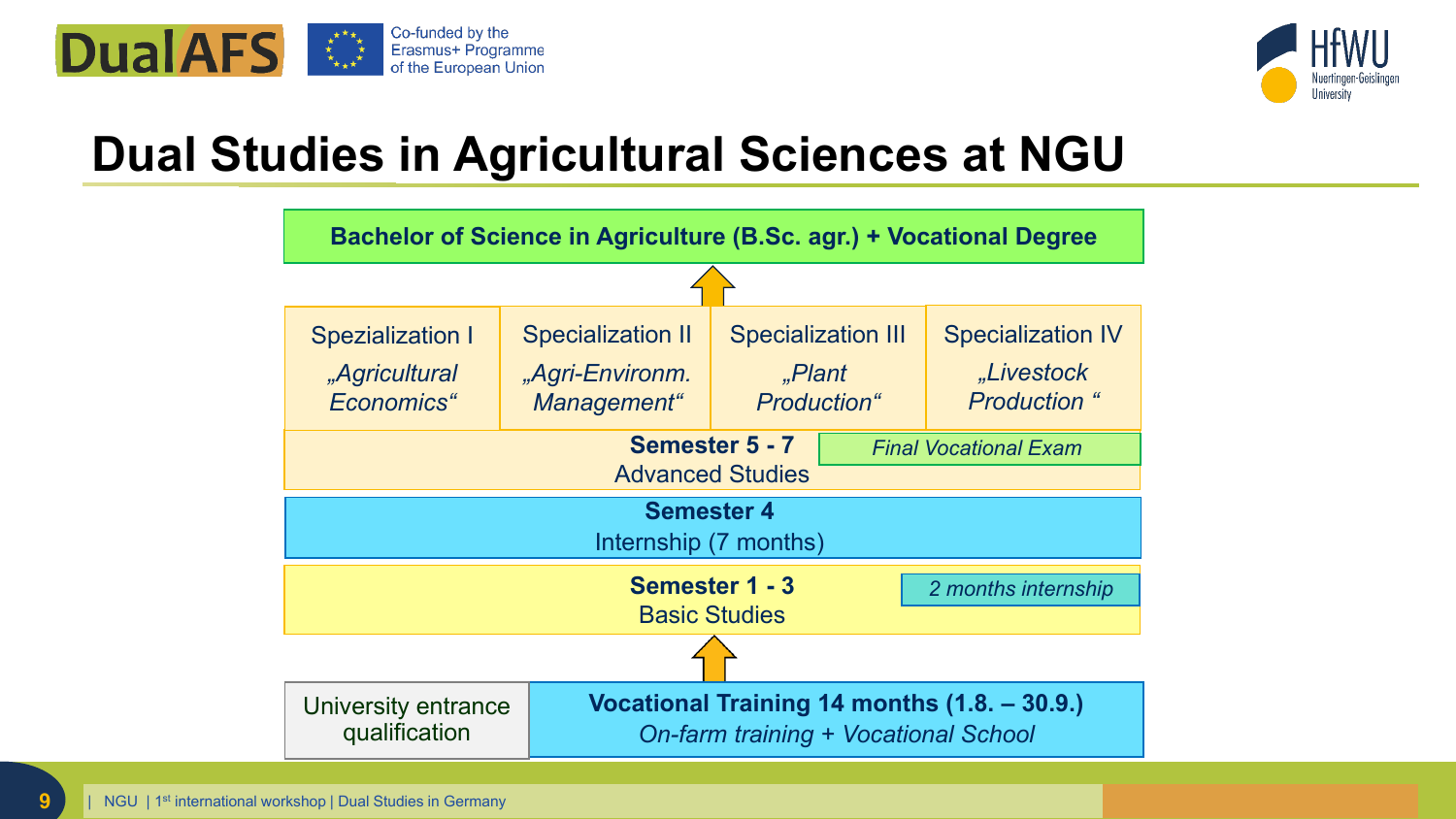# Dual Studies in Agricultural Sciences at NGU

**Bachelor of Science in Agriculture (B.Sc. agr.) + Vocational Degree**

↑

| Spezialization I | Specialization II | Specialization III | Specialization IV |
|---|---|---|---|
| *„Agricultural Economics“* | *„Agri-Environm. Management“* | *„Plant Production“* | *„Livestock Production “* |

**Semester 5 - 7**
Advanced Studies
*Final Vocational Exam*

**Semester 4**
Internship (7 months)

**Semester 1 - 3**
Basic Studies
*2 months internship*

↑

University entrance qualification

**Vocational Training 14 months (1.8. – 30.9.)**
*On-farm training + Vocational School*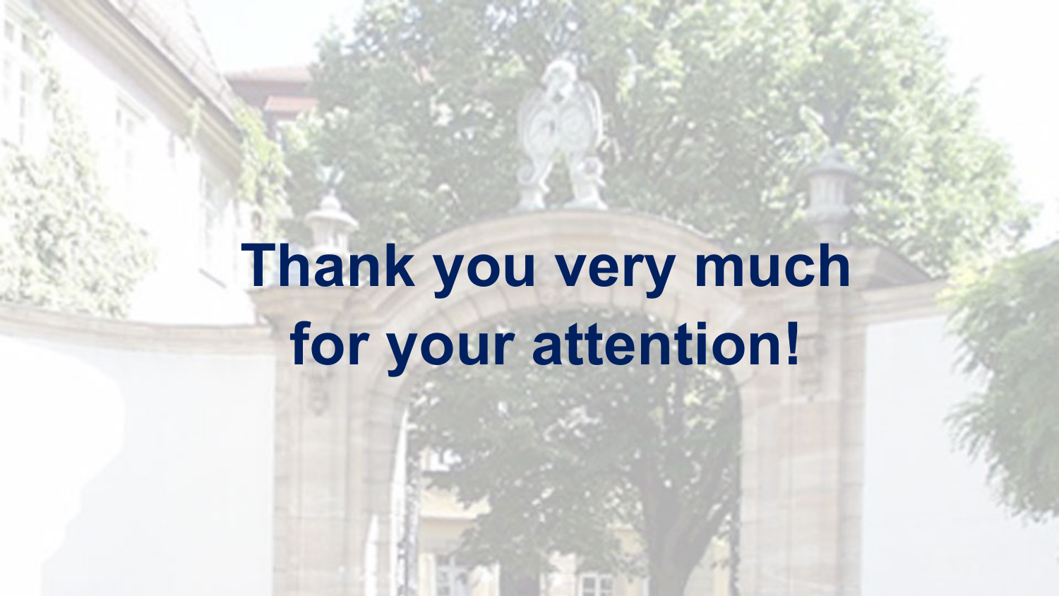**Thank you very much for your attention!**